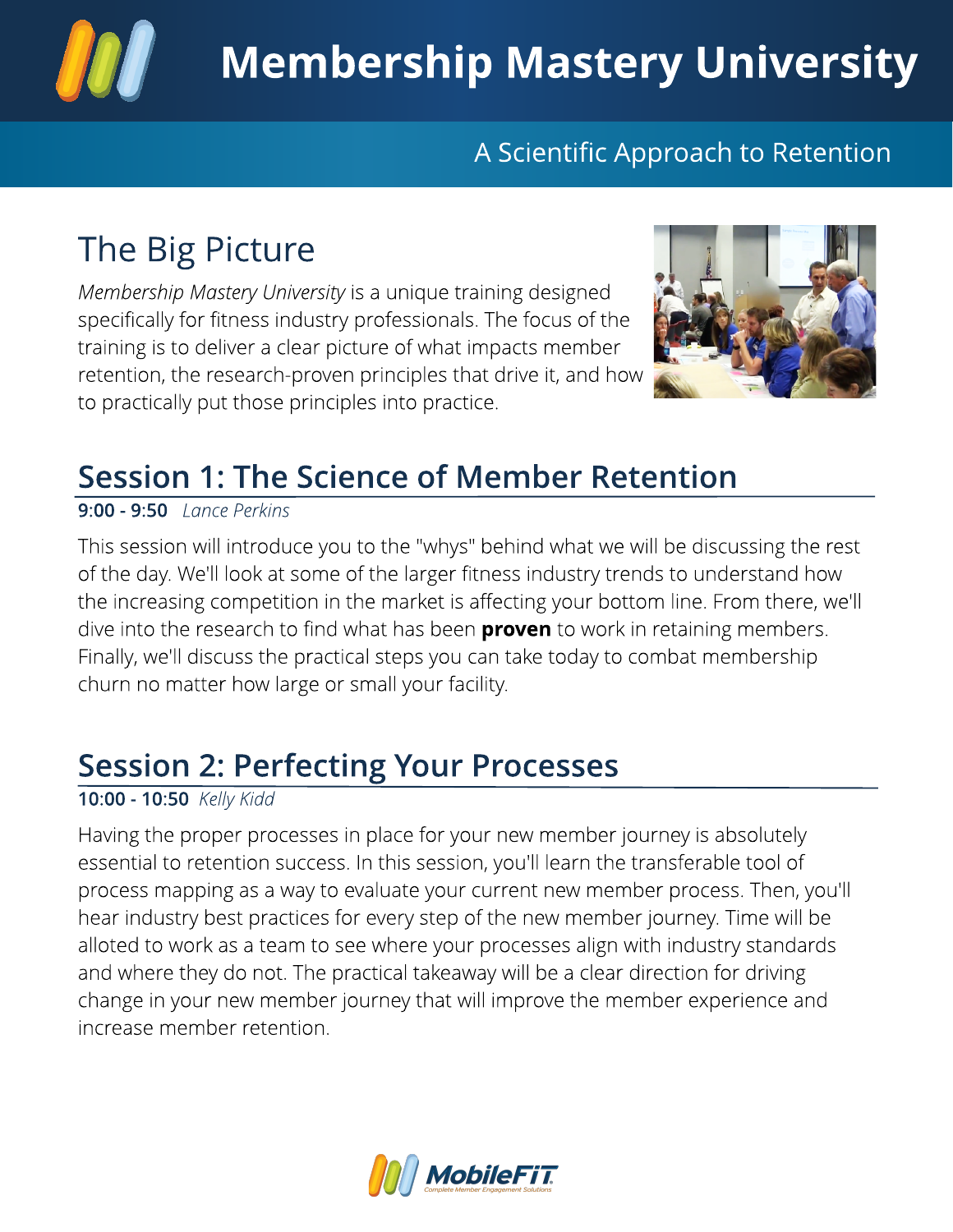# Membership Mastery University

A Scientific Approach to Retention

## The Big Picture

*Membership Mastery University* is a unique training designed specifically for fitness industry professionals. The focus of the training is to deliver a clear picture of what impacts member retention, the research-proven principles that drive it, and how to practically put those principles into practice.

## Session 1: The Science of Member Retention

**9:00 - 9:50** *Lance Perkins*

This session will introduce you to the "whys" behind what we will be discussing the rest of the day. We'll look at some of the larger fitness industry trends to understand how the increasing competition in the market is affecting your bottom line. From there, we'll dive into the research to find what has been **proven** to work in retaining members. Finally, we'll discuss the practical steps you can take today to combat membership churn no matter how large or small your facility.

## Session 2: Perfecting Your Processes

**10:00 - 10:50** *Kelly Kidd*

Having the proper processes in place for your new member journey is absolutely essential to retention success. In this session, you'll learn the transferable tool of process mapping as a way to evaluate your current new member process. Then, you'll hear industry best practices for every step of the new member journey. Time will be alloted to work as a team to see where your processes align with industry standards and where they do not. The practical takeaway will be a clear direction for driving change in your new member journey that will improve the member experience and increase member retention.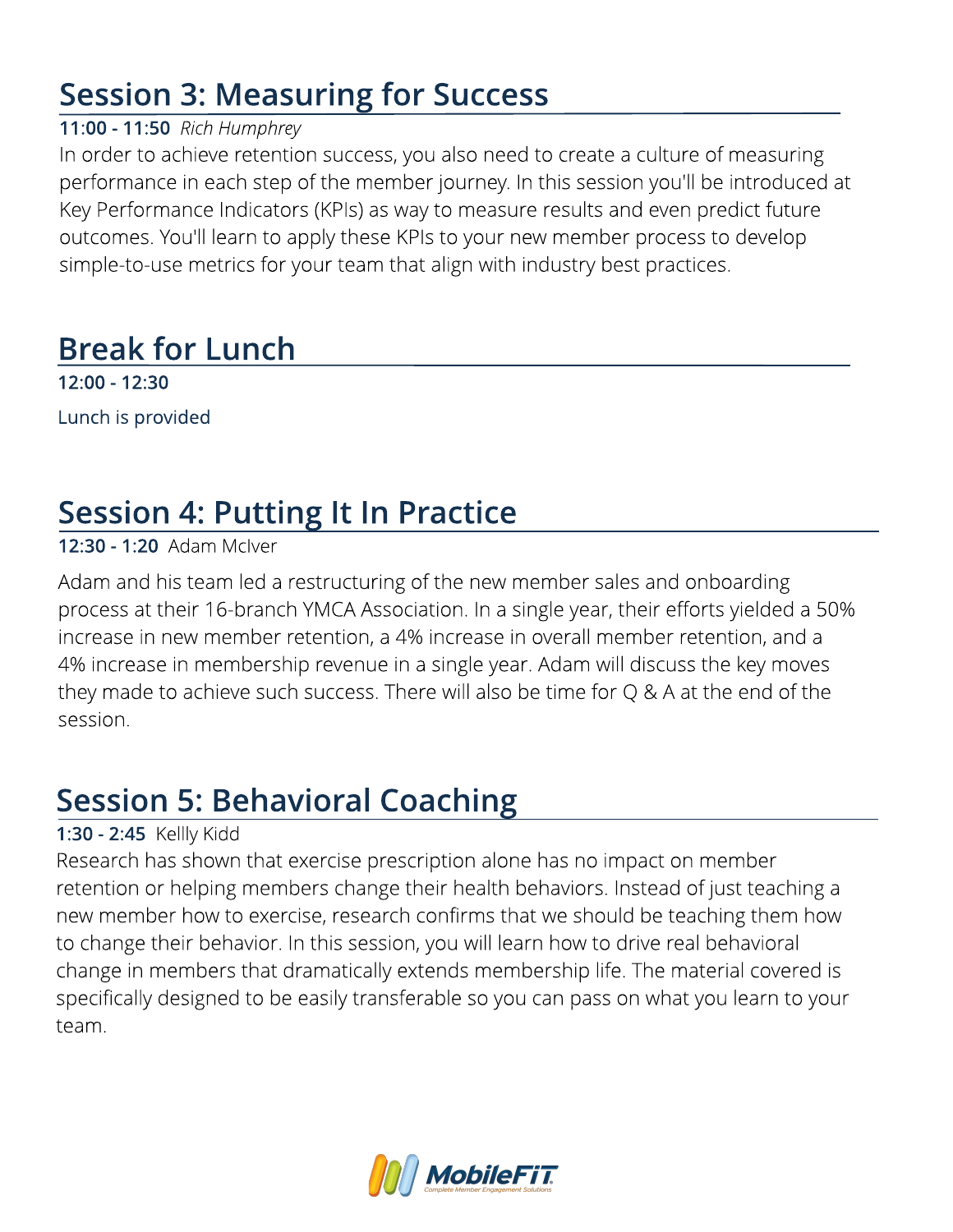## Session 3: Measuring for Success

**11:00 - 11:50** *Rich Humphrey*

In order to achieve retention success, you also need to create a culture of measuring performance in each step of the member journey. In this session you'll be introduced at Key Performance Indicators (KPIs) as way to measure results and even predict future outcomes. You'll learn to apply these KPIs to your new member process to develop simple-to-use metrics for your team that align with industry best practices.

## Break for Lunch

**12:00 - 12:30**

Lunch is provided

## Session 4: Putting It In Practice

**12:30 - 1:20** Adam McIver

Adam and his team led a restructuring of the new member sales and onboarding process at their 16-branch YMCA Association. In a single year, their efforts yielded a 50% increase in new member retention, a 4% increase in overall member retention, and a 4% increase in membership revenue in a single year. Adam will discuss the key moves they made to achieve such success. There will also be time for Q & A at the end of the session.

## Session 5: Behavioral Coaching

**1:30 - 2:45** Kellly Kidd

Research has shown that exercise prescription alone has no impact on member retention or helping members change their health behaviors. Instead of just teaching a new member how to exercise, research confirms that we should be teaching them how to change their behavior. In this session, you will learn how to drive real behavioral change in members that dramatically extends membership life. The material covered is specifically designed to be easily transferable so you can pass on what you learn to your team.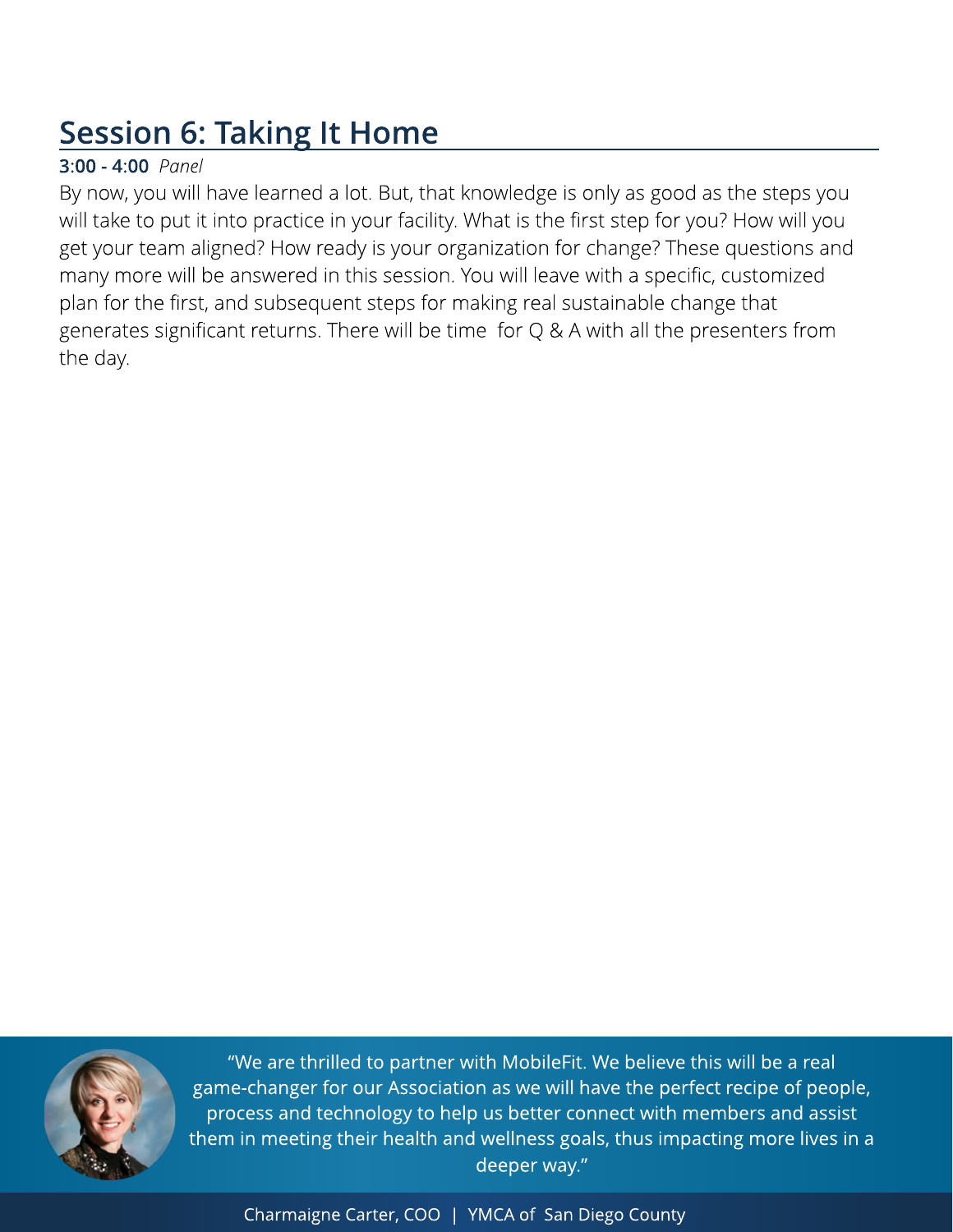## Session 6: Taking It Home

**3:00 - 4:00** *Panel*

By now, you will have learned a lot. But, that knowledge is only as good as the steps you will take to put it into practice in your facility. What is the first step for you? How will you get your team aligned? How ready is your organization for change? These questions and many more will be answered in this session. You will leave with a specific, customized plan for the first, and subsequent steps for making real sustainable change that generates significant returns. There will be time for Q & A with all the presenters from the day.

"We are thrilled to partner with MobileFit. We believe this will be a real game-changer for our Association as we will have the perfect recipe of people, process and technology to help us better connect with members and assist them in meeting their health and wellness goals, thus impacting more lives in a deeper way."

Charmaigne Carter, COO | YMCA of San Diego County